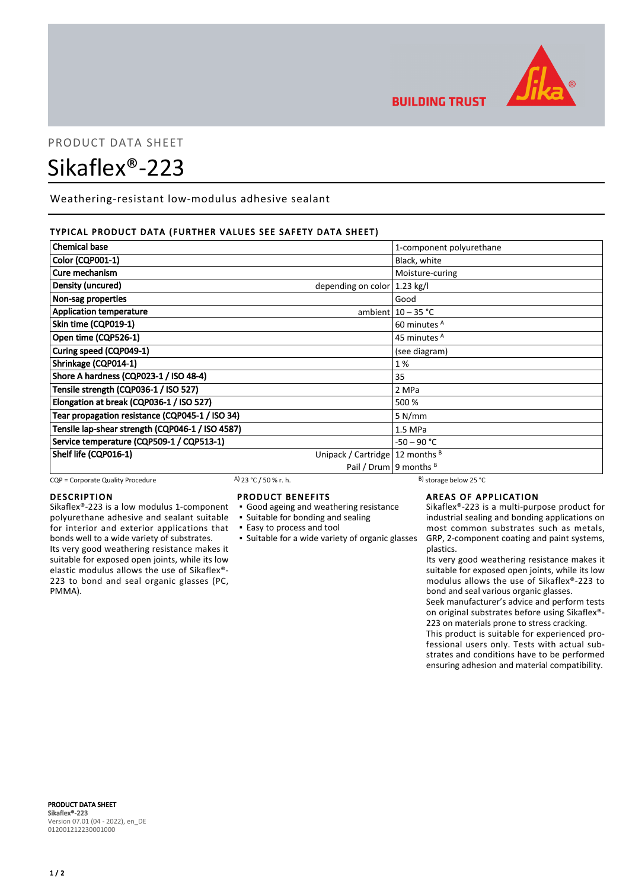PRODUCT DATA SHEET

# Sikaflex®-223

Weathering-resistant low-modulus adhesive sealant

## TYPICAL PRODUCT DATA (FURTHER VALUES SEE SAFETY DATA SHEET)

| Property | | Value |
|---|---|---|
| **Chemical base** | | 1-component polyurethane |
| **Color (CQP001-1)** | | Black, white |
| **Cure mechanism** | | Moisture-curing |
| **Density (uncured)** | depending on color | 1.23 kg/l |
| **Non-sag properties** | | Good |
| **Application temperature** | ambient | 10 – 35 °C |
| **Skin time (CQP019-1)** | | 60 minutes [A] |
| **Open time (CQP526-1)** | | 45 minutes [A] |
| **Curing speed (CQP049-1)** | | (see diagram) |
| **Shrinkage (CQP014-1)** | | 1 % |
| **Shore A hardness (CQP023-1 / ISO 48-4)** | | 35 |
| **Tensile strength (CQP036-1 / ISO 527)** | | 2 MPa |
| **Elongation at break (CQP036-1 / ISO 527)** | | 500 % |
| **Tear propagation resistance (CQP045-1 / ISO 34)** | | 5 N/mm |
| **Tensile lap-shear strength (CQP046-1 / ISO 4587)** | | 1.5 MPa |
| **Service temperature (CQP509-1 / CQP513-1)** | | -50 – 90 °C |
| **Shelf life (CQP016-1)** | Unipack / Cartridge | 12 months [B] |
| | Pail / Drum | 9 months [B] |

CQP = Corporate Quality Procedure  A) 23 °C / 50 % r. h.  B) storage below 25 °C

## DESCRIPTION

Sikaflex®-223 is a low modulus 1-component polyurethane adhesive and sealant suitable for interior and exterior applications that bonds well to a wide variety of substrates. Its very good weathering resistance makes it suitable for exposed open joints, while its low elastic modulus allows the use of Sikaflex®-223 to bond and seal organic glasses (PC, PMMA).

## PRODUCT BENEFITS

- Good ageing and weathering resistance
- Suitable for bonding and sealing
- Easy to process and tool
- Suitable for a wide variety of organic glasses

## AREAS OF APPLICATION

Sikaflex®-223 is a multi-purpose product for industrial sealing and bonding applications on most common substrates such as metals, GRP, 2-component coating and paint systems, plastics.

Its very good weathering resistance makes it suitable for exposed open joints, while its low modulus allows the use of Sikaflex®-223 to bond and seal various organic glasses.

Seek manufacturer's advice and perform tests on original substrates before using Sikaflex®-223 on materials prone to stress cracking.

This product is suitable for experienced professional users only. Tests with actual substrates and conditions have to be performed ensuring adhesion and material compatibility.

**PRODUCT DATA SHEET**
**Sikaflex®-223**
Version 07.01 (04 - 2022), en_DE
012001212230001000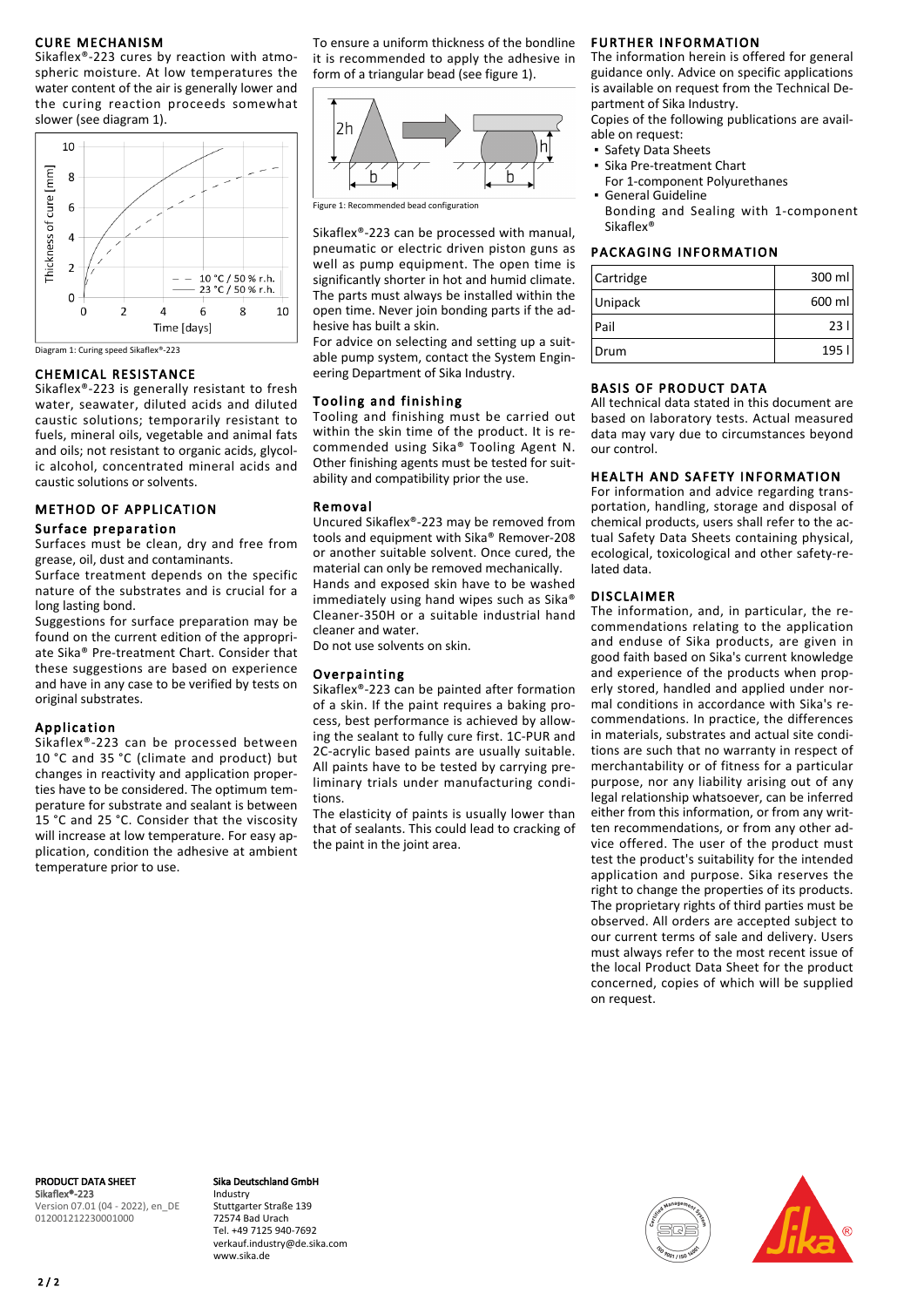## CURE MECHANISM

Sikaflex®-223 cures by reaction with atmospheric moisture. At low temperatures the water content of the air is generally lower and the curing reaction proceeds somewhat slower (see diagram 1).

Thickness of cure [mm]

10
8
6
4
2
0

0 2 4 6 8 10

Time [days]

10 °C / 50 % r.h.
23 °C / 50 % r.h.

Diagram 1: Curing speed Sikaflex®-223

## CHEMICAL RESISTANCE

Sikaflex®-223 is generally resistant to fresh water, seawater, diluted acids and diluted caustic solutions; temporarily resistant to fuels, mineral oils, vegetable and animal fats and oils; not resistant to organic acids, glycolic alcohol, concentrated mineral acids and caustic solutions or solvents.

## METHOD OF APPLICATION

### Surface preparation

Surfaces must be clean, dry and free from grease, oil, dust and contaminants.

Surface treatment depends on the specific nature of the substrates and is crucial for a long lasting bond.

Suggestions for surface preparation may be found on the current edition of the appropriate Sika® Pre-treatment Chart. Consider that these suggestions are based on experience and have in any case to be verified by tests on original substrates.

### Application

Sikaflex®-223 can be processed between 10 °C and 35 °C (climate and product) but changes in reactivity and application properties have to be considered. The optimum temperature for substrate and sealant is between 15 °C and 25 °C. Consider that the viscosity will increase at low temperature. For easy application, condition the adhesive at ambient temperature prior to use.

To ensure a uniform thickness of the bondline it is recommended to apply the adhesive in form of a triangular bead (see figure 1).

2h
b
h
b

Figure 1: Recommended bead configuration

Sikaflex®-223 can be processed with manual, pneumatic or electric driven piston guns as well as pump equipment. The open time is significantly shorter in hot and humid climate. The parts must always be installed within the open time. Never join bonding parts if the adhesive has built a skin.

For advice on selecting and setting up a suitable pump system, contact the System Engineering Department of Sika Industry.

### Tooling and finishing

Tooling and finishing must be carried out within the skin time of the product. It is recommended using Sika® Tooling Agent N. Other finishing agents must be tested for suitability and compatibility prior the use.

### Removal

Uncured Sikaflex®-223 may be removed from tools and equipment with Sika® Remover-208 or another suitable solvent. Once cured, the material can only be removed mechanically.

Hands and exposed skin have to be washed immediately using hand wipes such as Sika® Cleaner-350H or a suitable industrial hand cleaner and water.

Do not use solvents on skin.

### Overpainting

Sikaflex®-223 can be painted after formation of a skin. If the paint requires a baking process, best performance is achieved by allowing the sealant to fully cure first. 1C-PUR and 2C-acrylic based paints are usually suitable. All paints have to be tested by carrying preliminary trials under manufacturing conditions.

The elasticity of paints is usually lower than that of sealants. This could lead to cracking of the paint in the joint area.

## FURTHER INFORMATION

The information herein is offered for general guidance only. Advice on specific applications is available on request from the Technical Department of Sika Industry.

Copies of the following publications are available on request:

- Safety Data Sheets
- Sika Pre-treatment Chart
  For 1-component Polyurethanes
- General Guideline
  Bonding and Sealing with 1-component Sikaflex®

## PACKAGING INFORMATION

| | |
|---|---|
| Cartridge | 300 ml |
| Unipack | 600 ml |
| Pail | 23 l |
| Drum | 195 l |

## BASIS OF PRODUCT DATA

All technical data stated in this document are based on laboratory tests. Actual measured data may vary due to circumstances beyond our control.

## HEALTH AND SAFETY INFORMATION

For information and advice regarding transportation, handling, storage and disposal of chemical products, users shall refer to the actual Safety Data Sheets containing physical, ecological, toxicological and other safety-related data.

## DISCLAIMER

The information, and, in particular, the recommendations relating to the application and enduse of Sika products, are given in good faith based on Sika's current knowledge and experience of the products when properly stored, handled and applied under normal conditions in accordance with Sika's recommendations. In practice, the differences in materials, substrates and actual site conditions are such that no warranty in respect of merchantability or of fitness for a particular purpose, nor any liability arising out of any legal relationship whatsoever, can be inferred either from this information, or from any written recommendations, or from any other advice offered. The user of the product must test the product's suitability for the intended application and purpose. Sika reserves the right to change the properties of its products. The proprietary rights of third parties must be observed. All orders are accepted subject to our current terms of sale and delivery. Users must always refer to the most recent issue of the local Product Data Sheet for the product concerned, copies of which will be supplied on request.

**PRODUCT DATA SHEET**
**Sikaflex®-223**
Version 07.01 (04 - 2022), en_DE
012001212230001000

**Sika Deutschland GmbH**
Industry
Stuttgarter Straße 139
72574 Bad Urach
Tel. +49 7125 940-7692
verkauf.industry@de.sika.com
www.sika.de